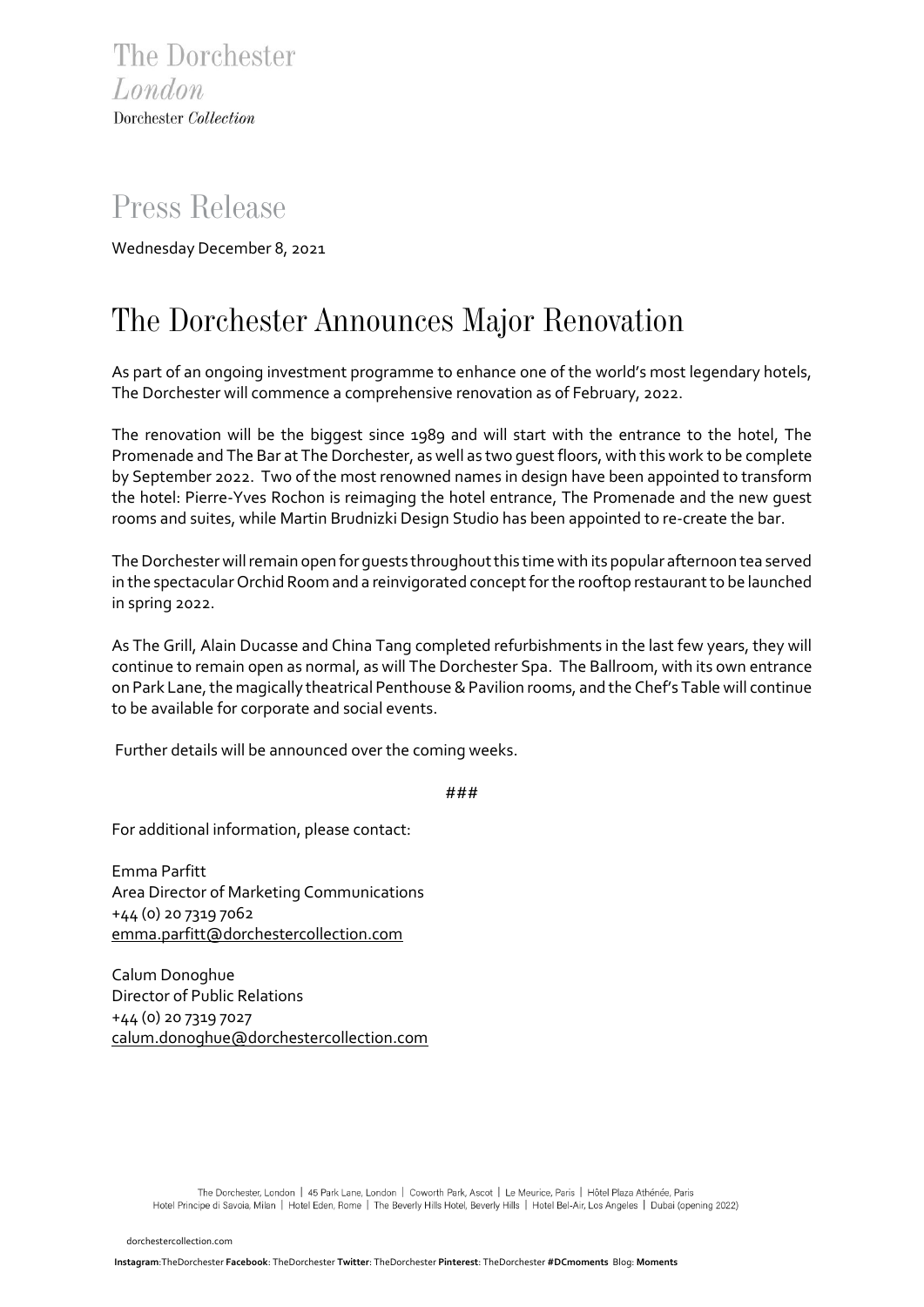The Dorchester
*London*
Dorchester *Collection*

# Press Release

Wednesday December 8, 2021

## The Dorchester Announces Major Renovation

As part of an ongoing investment programme to enhance one of the world's most legendary hotels, The Dorchester will commence a comprehensive renovation as of February, 2022.

The renovation will be the biggest since 1989 and will start with the entrance to the hotel, The Promenade and The Bar at The Dorchester, as well as two guest floors, with this work to be complete by September 2022. Two of the most renowned names in design have been appointed to transform the hotel: Pierre-Yves Rochon is reimaging the hotel entrance, The Promenade and the new guest rooms and suites, while Martin Brudnizki Design Studio has been appointed to re-create the bar.

The Dorchester will remain open for guests throughout this time with its popular afternoon tea served in the spectacular Orchid Room and a reinvigorated concept for the rooftop restaurant to be launched in spring 2022.

As The Grill, Alain Ducasse and China Tang completed refurbishments in the last few years, they will continue to remain open as normal, as will The Dorchester Spa. The Ballroom, with its own entrance on Park Lane, the magically theatrical Penthouse & Pavilion rooms, and the Chef's Table will continue to be available for corporate and social events.

Further details will be announced over the coming weeks.

###

For additional information, please contact:

Emma Parfitt
Area Director of Marketing Communications
+44 (0) 20 7319 7062
emma.parfitt@dorchestercollection.com

Calum Donoghue
Director of Public Relations
+44 (0) 20 7319 7027
calum.donoghue@dorchestercollection.com

The Dorchester, London | 45 Park Lane, London | Coworth Park, Ascot | Le Meurice, Paris | Hôtel Plaza Athénée, Paris
Hotel Principe di Savoia, Milan | Hotel Eden, Rome | The Beverly Hills Hotel, Beverly Hills | Hotel Bel-Air, Los Angeles | Dubai (opening 2022)

dorchestercollection.com

**Instagram**:TheDorchester **Facebook**: TheDorchester **Twitter**: TheDorchester **Pinterest**: TheDorchester **#DCmoments** Blog: **Moments**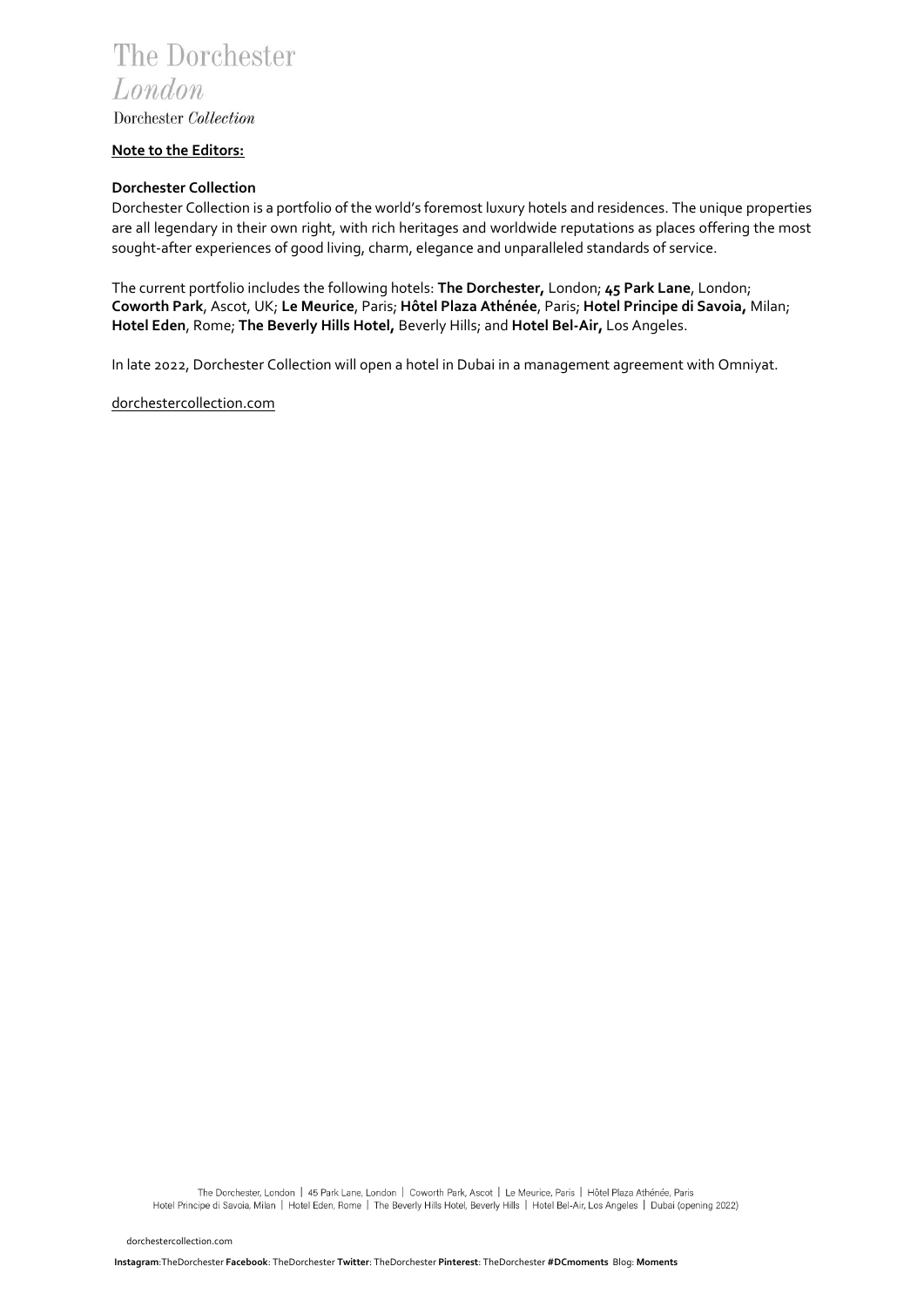**Note to the Editors:**

**Dorchester Collection**

Dorchester Collection is a portfolio of the world's foremost luxury hotels and residences. The unique properties are all legendary in their own right, with rich heritages and worldwide reputations as places offering the most sought-after experiences of good living, charm, elegance and unparalleled standards of service.

The current portfolio includes the following hotels: **The Dorchester,** London; **45 Park Lane**, London; **Coworth Park**, Ascot, UK; **Le Meurice**, Paris; **Hôtel Plaza Athénée**, Paris; **Hotel Principe di Savoia,** Milan; **Hotel Eden**, Rome; **The Beverly Hills Hotel,** Beverly Hills; and **Hotel Bel-Air,** Los Angeles.

In late 2022, Dorchester Collection will open a hotel in Dubai in a management agreement with Omniyat.

dorchestercollection.com